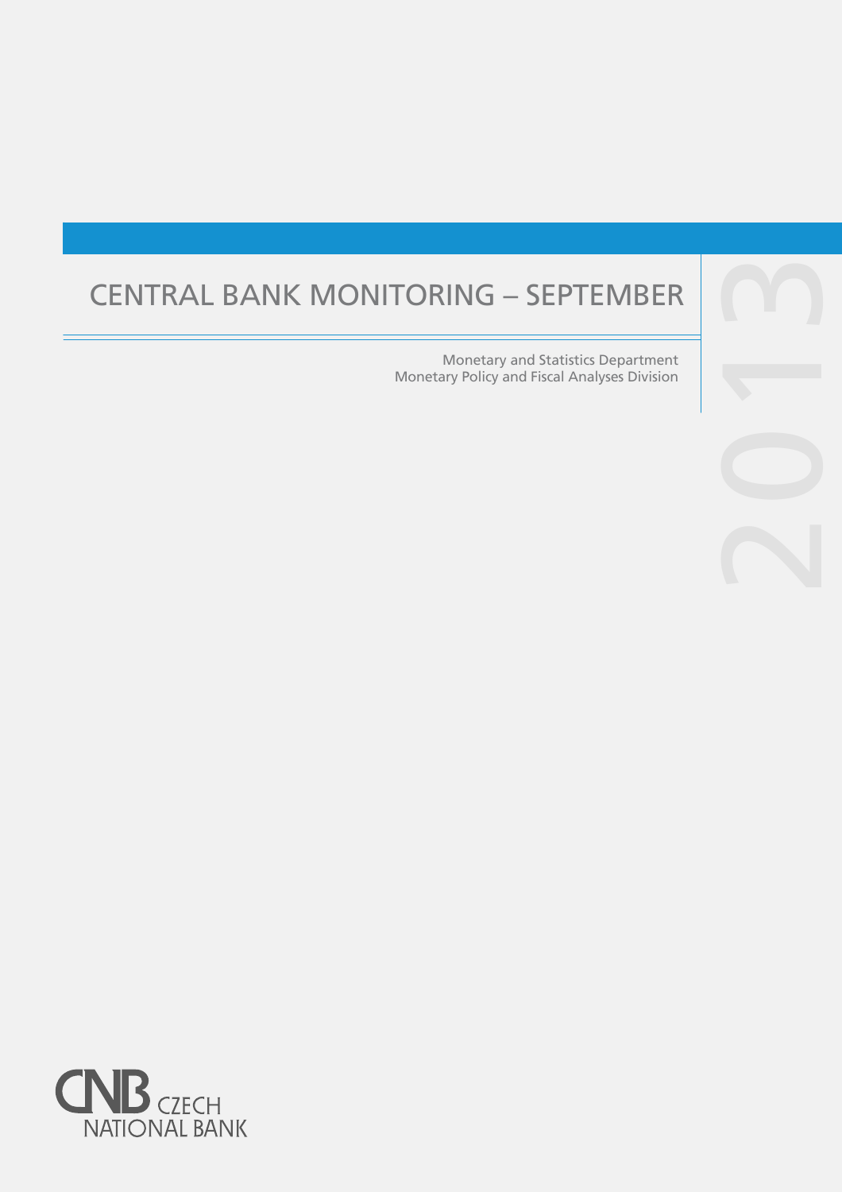# CENTRAL BANK MONITORING – SEPTEMBER

Monetary and Statistics Department
Monetary Policy and Fiscal Analyses Division

2013

CZECH NATIONAL BANK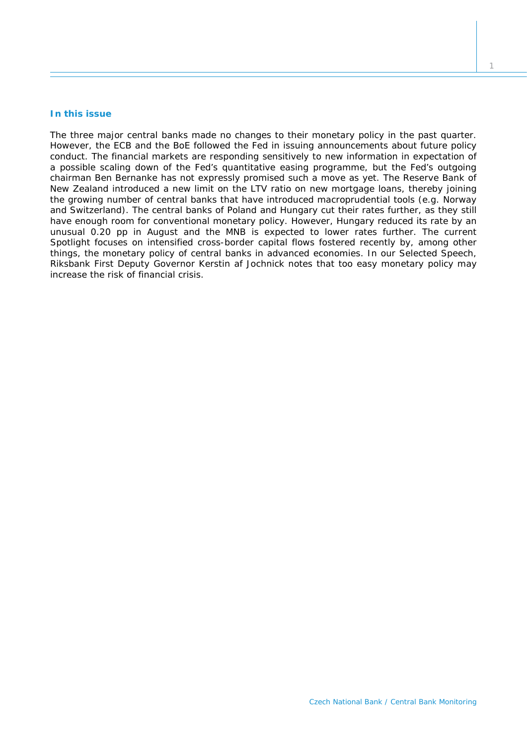### In this issue

The three major central banks made no changes to their monetary policy in the past quarter. However, the ECB and the BoE followed the Fed in issuing announcements about future policy conduct. The financial markets are responding sensitively to new information in expectation of a possible scaling down of the Fed's quantitative easing programme, but the Fed's outgoing chairman Ben Bernanke has not expressly promised such a move as yet. The Reserve Bank of New Zealand introduced a new limit on the LTV ratio on new mortgage loans, thereby joining the growing number of central banks that have introduced macroprudential tools (e.g. Norway and Switzerland). The central banks of Poland and Hungary cut their rates further, as they still have enough room for conventional monetary policy. However, Hungary reduced its rate by an unusual 0.20 pp in August and the MNB is expected to lower rates further. The current Spotlight focuses on intensified cross-border capital flows fostered recently by, among other things, the monetary policy of central banks in advanced economies. In our Selected Speech, Riksbank First Deputy Governor Kerstin af Jochnick notes that too easy monetary policy may increase the risk of financial crisis.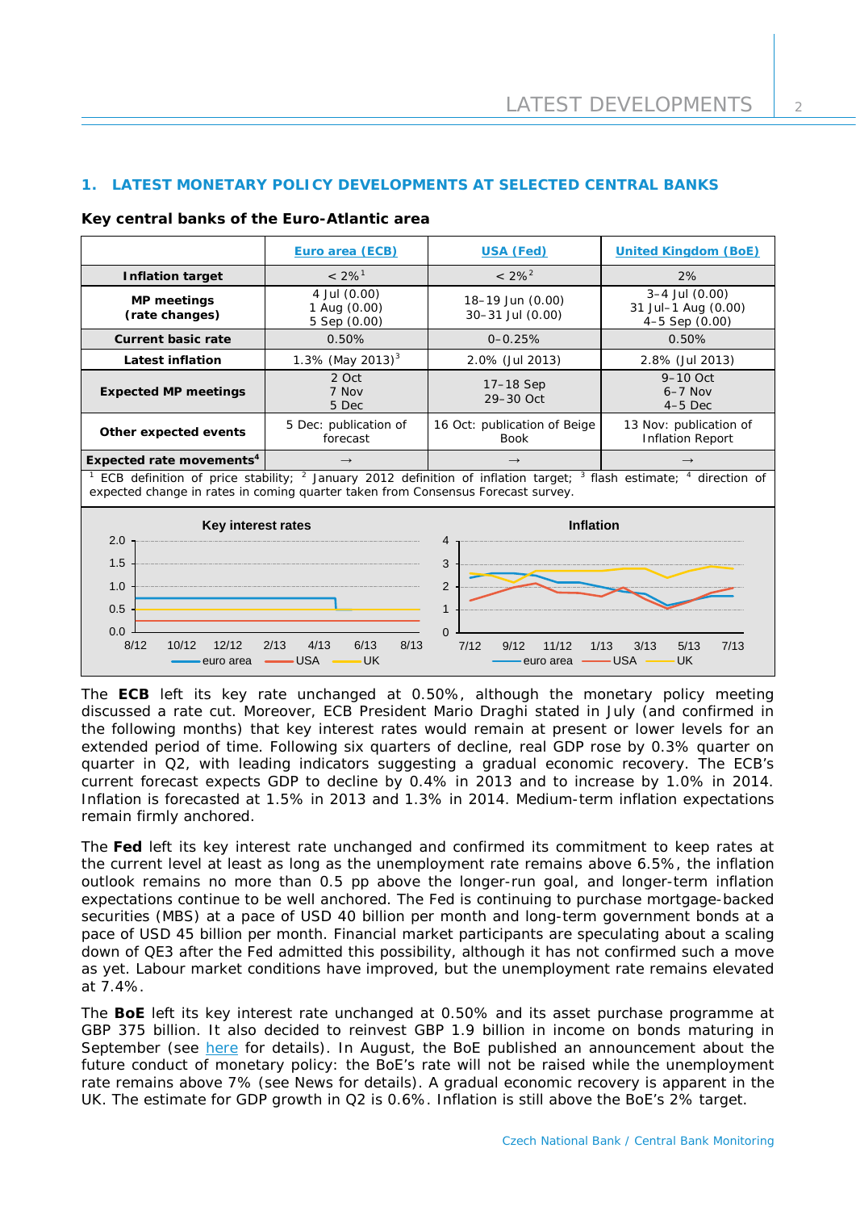## 1. LATEST MONETARY POLICY DEVELOPMENTS AT SELECTED CENTRAL BANKS

**Key central banks of the Euro-Atlantic area**

| | Euro area (ECB) | USA (Fed) | United Kingdom (BoE) |
|---|---|---|---|
| **Inflation target** | < 2%[1] | < 2%[2] | 2% |
| **MP meetings (rate changes)** | 4 Jul (0.00)<br>1 Aug (0.00)<br>5 Sep (0.00) | 18–19 Jun (0.00)<br>30–31 Jul (0.00) | 3–4 Jul (0.00)<br>31 Jul–1 Aug (0.00)<br>4–5 Sep (0.00) |
| **Current basic rate** | 0.50% | 0–0.25% | 0.50% |
| **Latest inflation** | 1.3% (May 2013)[3] | 2.0% (Jul 2013) | 2.8% (Jul 2013) |
| **Expected MP meetings** | 2 Oct<br>7 Nov<br>5 Dec | 17–18 Sep<br>29–30 Oct | 9–10 Oct<br>6–7 Nov<br>4–5 Dec |
| **Other expected events** | 5 Dec: publication of forecast | 16 Oct: publication of Beige Book | 13 Nov: publication of Inflation Report |
| **Expected rate movements[4]** | → | → | → |

[1] ECB definition of price stability; [2] January 2012 definition of inflation target; [3] flash estimate; [4] direction of expected change in rates in coming quarter taken from Consensus Forecast survey.

The **ECB** left its key rate unchanged at 0.50%, although the monetary policy meeting discussed a rate cut. Moreover, ECB President Mario Draghi stated in July (and confirmed in the following months) that key interest rates would remain at present or lower levels for an extended period of time. Following six quarters of decline, real GDP rose by 0.3% quarter on quarter in Q2, with leading indicators suggesting a gradual economic recovery. The ECB's current forecast expects GDP to decline by 0.4% in 2013 and to increase by 1.0% in 2014. Inflation is forecasted at 1.5% in 2013 and 1.3% in 2014. Medium-term inflation expectations remain firmly anchored.

The **Fed** left its key interest rate unchanged and confirmed its commitment to keep rates at the current level at least as long as the unemployment rate remains above 6.5%, the inflation outlook remains no more than 0.5 pp above the longer-run goal, and longer-term inflation expectations continue to be well anchored. The Fed is continuing to purchase mortgage-backed securities (MBS) at a pace of USD 40 billion per month and long-term government bonds at a pace of USD 45 billion per month. Financial market participants are speculating about a scaling down of QE3 after the Fed admitted this possibility, although it has not confirmed such a move as yet. Labour market conditions have improved, but the unemployment rate remains elevated at 7.4%.

The **BoE** left its key interest rate unchanged at 0.50% and its asset purchase programme at GBP 375 billion. It also decided to reinvest GBP 1.9 billion in income on bonds maturing in September (see here for details). In August, the BoE published an announcement about the future conduct of monetary policy: the BoE's rate will not be raised while the unemployment rate remains above 7% (see News for details). A gradual economic recovery is apparent in the UK. The estimate for GDP growth in Q2 is 0.6%. Inflation is still above the BoE's 2% target.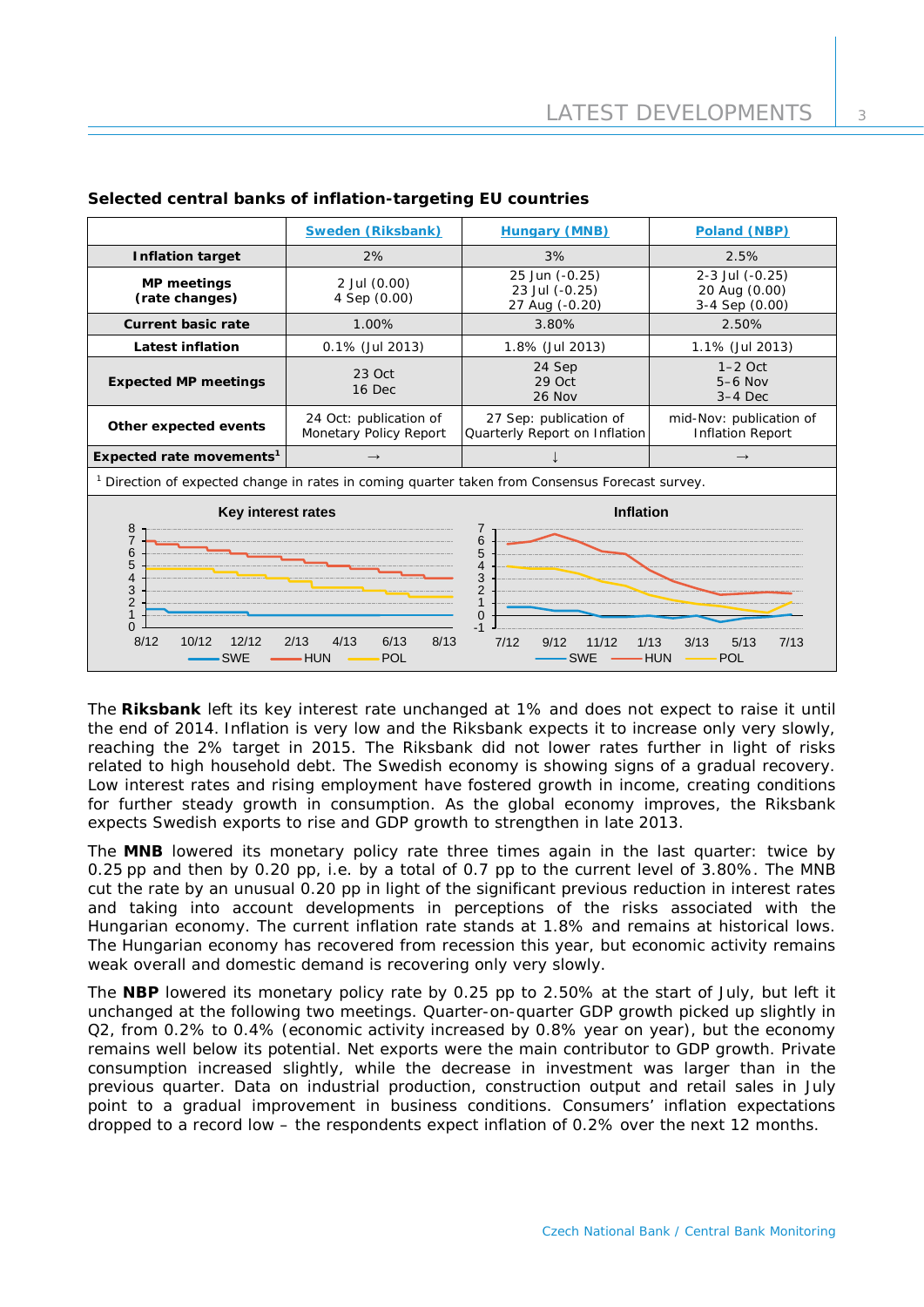**Selected central banks of inflation-targeting EU countries**

| | Sweden (Riksbank) | Hungary (MNB) | Poland (NBP) |
|---|---|---|---|
| **Inflation target** | 2% | 3% | 2.5% |
| **MP meetings (rate changes)** | 2 Jul (0.00)<br>4 Sep (0.00) | 25 Jun (-0.25)<br>23 Jul (-0.25)<br>27 Aug (-0.20) | 2-3 Jul (-0.25)<br>20 Aug (0.00)<br>3-4 Sep (0.00) |
| **Current basic rate** | 1.00% | 3.80% | 2.50% |
| **Latest inflation** | 0.1% (Jul 2013) | 1.8% (Jul 2013) | 1.1% (Jul 2013) |
| **Expected MP meetings** | 23 Oct<br>16 Dec | 24 Sep<br>29 Oct<br>26 Nov | 1–2 Oct<br>5–6 Nov<br>3–4 Dec |
| **Other expected events** | 24 Oct: publication of Monetary Policy Report | 27 Sep: publication of Quarterly Report on Inflation | mid-Nov: publication of Inflation Report |
| **Expected rate movements**[1] | → | ↓ | → |

[1] Direction of expected change in rates in coming quarter taken from Consensus Forecast survey.

The **Riksbank** left its key interest rate unchanged at 1% and does not expect to raise it until the end of 2014. Inflation is very low and the Riksbank expects it to increase only very slowly, reaching the 2% target in 2015. The Riksbank did not lower rates further in light of risks related to high household debt. The Swedish economy is showing signs of a gradual recovery. Low interest rates and rising employment have fostered growth in income, creating conditions for further steady growth in consumption. As the global economy improves, the Riksbank expects Swedish exports to rise and GDP growth to strengthen in late 2013.

The **MNB** lowered its monetary policy rate three times again in the last quarter: twice by 0.25 pp and then by 0.20 pp, i.e. by a total of 0.7 pp to the current level of 3.80%. The MNB cut the rate by an unusual 0.20 pp in light of the significant previous reduction in interest rates and taking into account developments in perceptions of the risks associated with the Hungarian economy. The current inflation rate stands at 1.8% and remains at historical lows. The Hungarian economy has recovered from recession this year, but economic activity remains weak overall and domestic demand is recovering only very slowly.

The **NBP** lowered its monetary policy rate by 0.25 pp to 2.50% at the start of July, but left it unchanged at the following two meetings. Quarter-on-quarter GDP growth picked up slightly in Q2, from 0.2% to 0.4% (economic activity increased by 0.8% year on year), but the economy remains well below its potential. Net exports were the main contributor to GDP growth. Private consumption increased slightly, while the decrease in investment was larger than in the previous quarter. Data on industrial production, construction output and retail sales in July point to a gradual improvement in business conditions. Consumers' inflation expectations dropped to a record low – the respondents expect inflation of 0.2% over the next 12 months.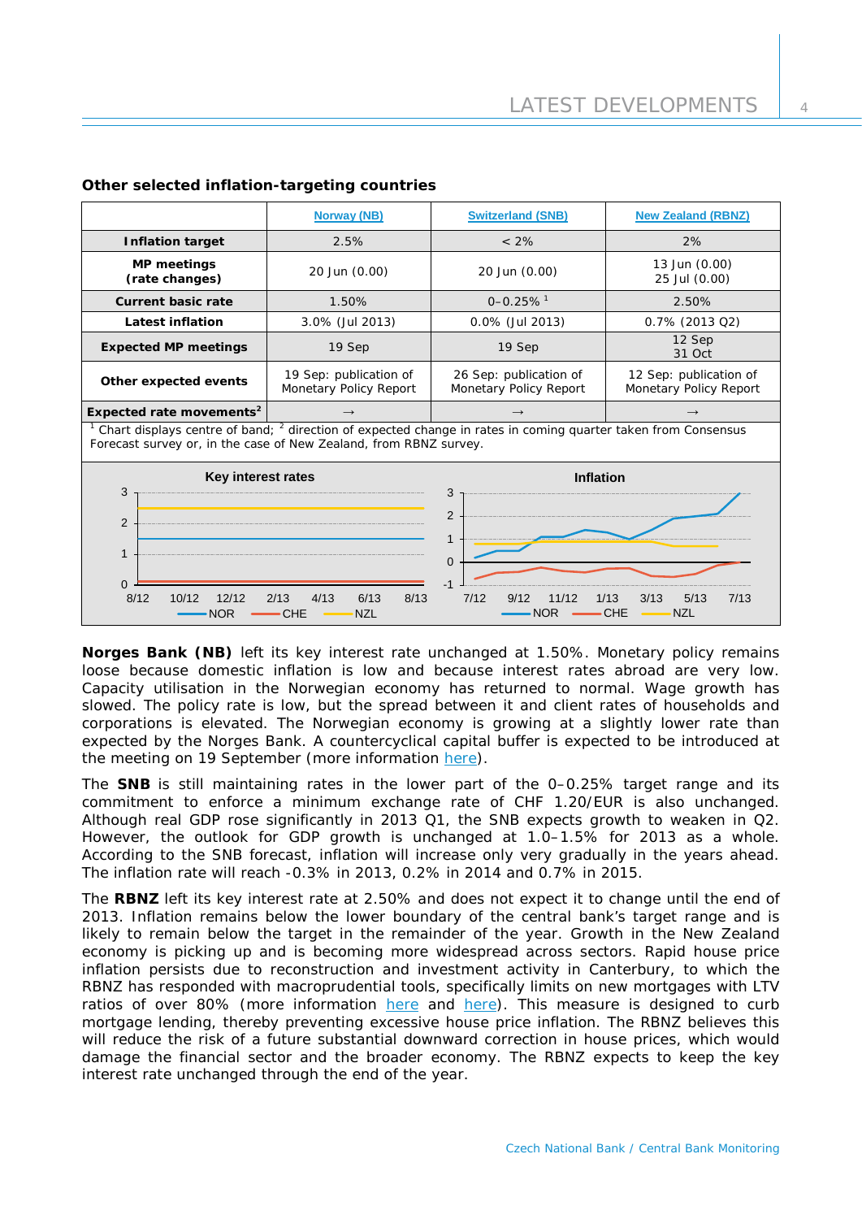**Other selected inflation-targeting countries**

| | Norway (NB) | Switzerland (SNB) | New Zealand (RBNZ) |
|---|---|---|---|
| **Inflation target** | 2.5% | < 2% | 2% |
| **MP meetings (rate changes)** | 20 Jun (0.00) | 20 Jun (0.00) | 13 Jun (0.00) 25 Jul (0.00) |
| **Current basic rate** | 1.50% | 0–0.25% [1] | 2.50% |
| **Latest inflation** | 3.0% (Jul 2013) | 0.0% (Jul 2013) | 0.7% (2013 Q2) |
| **Expected MP meetings** | 19 Sep | 19 Sep | 12 Sep 31 Oct |
| **Other expected events** | 19 Sep: publication of Monetary Policy Report | 26 Sep: publication of Monetary Policy Report | 12 Sep: publication of Monetary Policy Report |
| **Expected rate movements[2]** | → | → | → |

[1] Chart displays centre of band; [2] direction of expected change in rates in coming quarter taken from Consensus Forecast survey or, in the case of New Zealand, from RBNZ survey.

**Norges Bank (NB)** left its key interest rate unchanged at 1.50%. Monetary policy remains loose because domestic inflation is low and because interest rates abroad are very low. Capacity utilisation in the Norwegian economy has returned to normal. Wage growth has slowed. The policy rate is low, but the spread between it and client rates of households and corporations is elevated. The Norwegian economy is growing at a slightly lower rate than expected by the Norges Bank. A countercyclical capital buffer is expected to be introduced at the meeting on 19 September (more information here).

The **SNB** is still maintaining rates in the lower part of the 0–0.25% target range and its commitment to enforce a minimum exchange rate of CHF 1.20/EUR is also unchanged. Although real GDP rose significantly in 2013 Q1, the SNB expects growth to weaken in Q2. However, the outlook for GDP growth is unchanged at 1.0–1.5% for 2013 as a whole. According to the SNB forecast, inflation will increase only very gradually in the years ahead. The inflation rate will reach -0.3% in 2013, 0.2% in 2014 and 0.7% in 2015.

The **RBNZ** left its key interest rate at 2.50% and does not expect it to change until the end of 2013. Inflation remains below the lower boundary of the central bank's target range and is likely to remain below the target in the remainder of the year. Growth in the New Zealand economy is picking up and is becoming more widespread across sectors. Rapid house price inflation persists due to reconstruction and investment activity in Canterbury, to which the RBNZ has responded with macroprudential tools, specifically limits on new mortgages with LTV ratios of over 80% (more information here and here). This measure is designed to curb mortgage lending, thereby preventing excessive house price inflation. The RBNZ believes this will reduce the risk of a future substantial downward correction in house prices, which would damage the financial sector and the broader economy. The RBNZ expects to keep the key interest rate unchanged through the end of the year.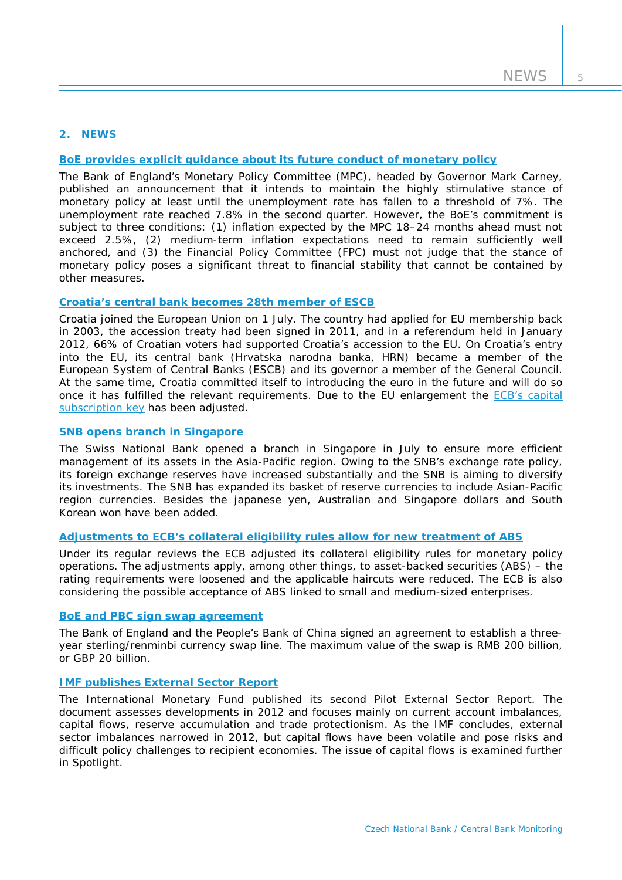## 2. NEWS

### [BoE provides explicit guidance about its future conduct of monetary policy]

The Bank of England's Monetary Policy Committee (MPC), headed by Governor Mark Carney, published an announcement that it intends to maintain the highly stimulative stance of monetary policy at least until the unemployment rate has fallen to a threshold of 7%. The unemployment rate reached 7.8% in the second quarter. However, the BoE's commitment is subject to three conditions: (1) inflation expected by the MPC 18–24 months ahead must not exceed 2.5%, (2) medium-term inflation expectations need to remain sufficiently well anchored, and (3) the Financial Policy Committee (FPC) must not judge that the stance of monetary policy poses a significant threat to financial stability that cannot be contained by other measures.

### [Croatia's central bank becomes 28th member of ESCB]

Croatia joined the European Union on 1 July. The country had applied for EU membership back in 2003, the accession treaty had been signed in 2011, and in a referendum held in January 2012, 66% of Croatian voters had supported Croatia's accession to the EU. On Croatia's entry into the EU, its central bank (Hrvatska narodna banka, HRN) became a member of the European System of Central Banks (ESCB) and its governor a member of the General Council. At the same time, Croatia committed itself to introducing the euro in the future and will do so once it has fulfilled the relevant requirements. Due to the EU enlargement the [ECB's capital subscription key] has been adjusted.

### SNB opens branch in Singapore

The Swiss National Bank opened a branch in Singapore in July to ensure more efficient management of its assets in the Asia-Pacific region. Owing to the SNB's exchange rate policy, its foreign exchange reserves have increased substantially and the SNB is aiming to diversify its investments. The SNB has expanded its basket of reserve currencies to include Asian-Pacific region currencies. Besides the japanese yen, Australian and Singapore dollars and South Korean won have been added.

### [Adjustments to ECB's collateral eligibility rules allow for new treatment of ABS]

Under its regular reviews the ECB adjusted its collateral eligibility rules for monetary policy operations. The adjustments apply, among other things, to asset-backed securities (ABS) – the rating requirements were loosened and the applicable haircuts were reduced. The ECB is also considering the possible acceptance of ABS linked to small and medium-sized enterprises.

### [BoE and PBC sign swap agreement]

The Bank of England and the People's Bank of China signed an agreement to establish a three-year sterling/renminbi currency swap line. The maximum value of the swap is RMB 200 billion, or GBP 20 billion.

### [IMF publishes External Sector Report]

The International Monetary Fund published its second Pilot External Sector Report. The document assesses developments in 2012 and focuses mainly on current account imbalances, capital flows, reserve accumulation and trade protectionism. As the IMF concludes, external sector imbalances narrowed in 2012, but capital flows have been volatile and pose risks and difficult policy challenges to recipient economies. The issue of capital flows is examined further in Spotlight.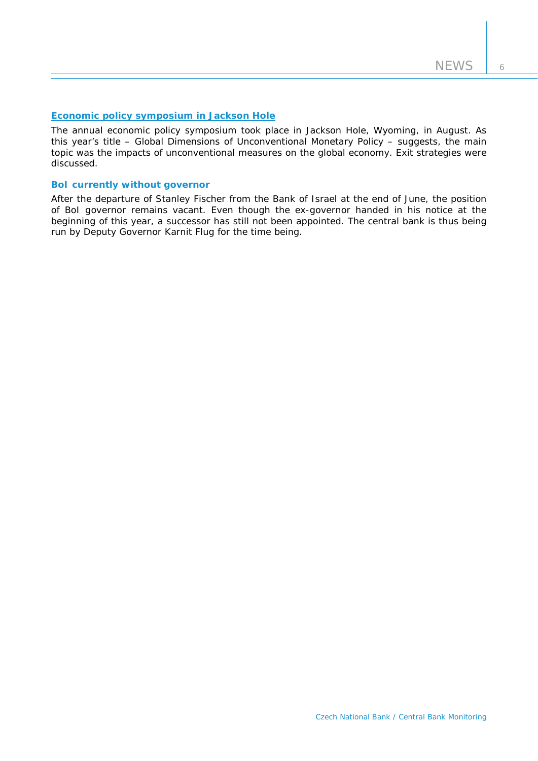### Economic policy symposium in Jackson Hole

The annual economic policy symposium took place in Jackson Hole, Wyoming, in August. As this year's title – Global Dimensions of Unconventional Monetary Policy – suggests, the main topic was the impacts of unconventional measures on the global economy. Exit strategies were discussed.

### BoI currently without governor

After the departure of Stanley Fischer from the Bank of Israel at the end of June, the position of BoI governor remains vacant. Even though the ex-governor handed in his notice at the beginning of this year, a successor has still not been appointed. The central bank is thus being run by Deputy Governor Karnit Flug for the time being.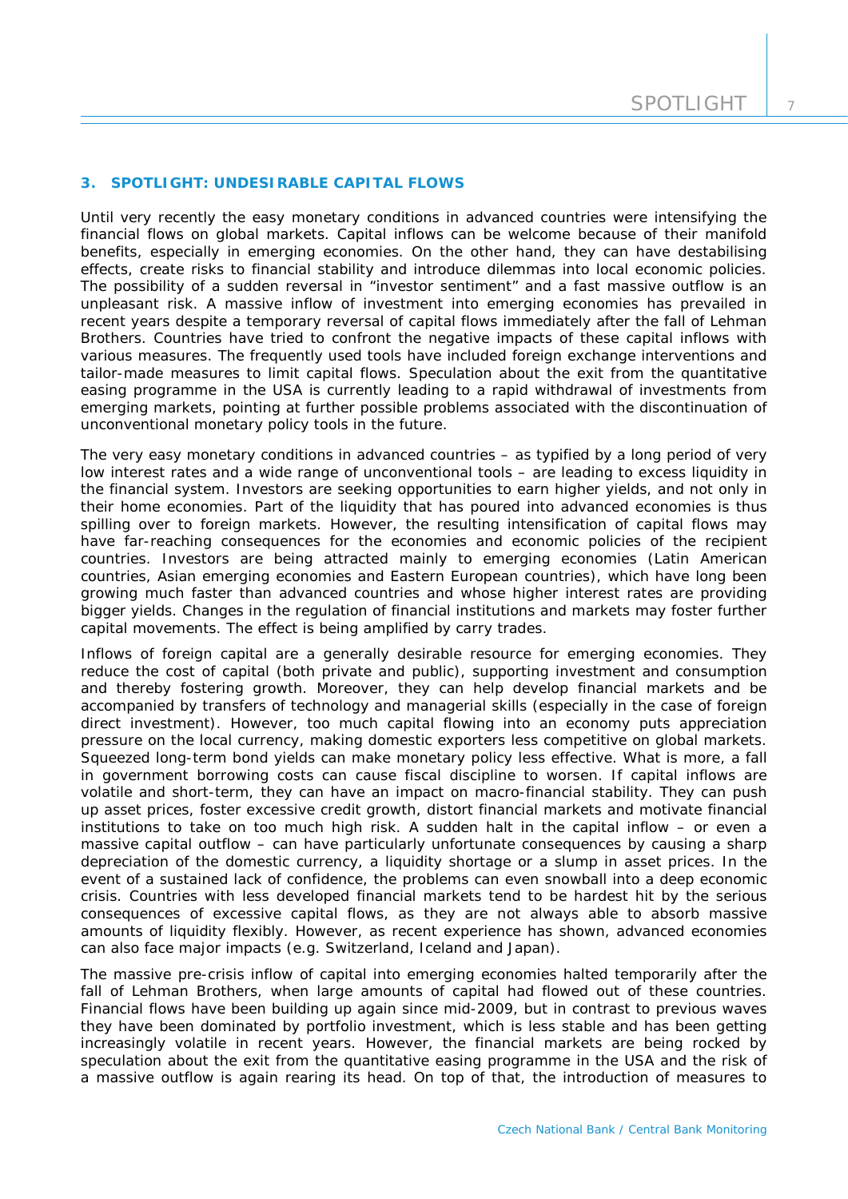## 3. SPOTLIGHT: UNDESIRABLE CAPITAL FLOWS

Until very recently the easy monetary conditions in advanced countries were intensifying the financial flows on global markets. Capital inflows can be welcome because of their manifold benefits, especially in emerging economies. On the other hand, they can have destabilising effects, create risks to financial stability and introduce dilemmas into local economic policies. The possibility of a sudden reversal in "investor sentiment" and a fast massive outflow is an unpleasant risk. A massive inflow of investment into emerging economies has prevailed in recent years despite a temporary reversal of capital flows immediately after the fall of Lehman Brothers. Countries have tried to confront the negative impacts of these capital inflows with various measures. The frequently used tools have included foreign exchange interventions and tailor-made measures to limit capital flows. Speculation about the exit from the quantitative easing programme in the USA is currently leading to a rapid withdrawal of investments from emerging markets, pointing at further possible problems associated with the discontinuation of unconventional monetary policy tools in the future.

The very easy monetary conditions in advanced countries – as typified by a long period of very low interest rates and a wide range of unconventional tools – are leading to excess liquidity in the financial system. Investors are seeking opportunities to earn higher yields, and not only in their home economies. Part of the liquidity that has poured into advanced economies is thus spilling over to foreign markets. However, the resulting intensification of capital flows may have far-reaching consequences for the economies and economic policies of the recipient countries. Investors are being attracted mainly to emerging economies (Latin American countries, Asian emerging economies and Eastern European countries), which have long been growing much faster than advanced countries and whose higher interest rates are providing bigger yields. Changes in the regulation of financial institutions and markets may foster further capital movements. The effect is being amplified by carry trades.

Inflows of foreign capital are a generally desirable resource for emerging economies. They reduce the cost of capital (both private and public), supporting investment and consumption and thereby fostering growth. Moreover, they can help develop financial markets and be accompanied by transfers of technology and managerial skills (especially in the case of foreign direct investment). However, too much capital flowing into an economy puts appreciation pressure on the local currency, making domestic exporters less competitive on global markets. Squeezed long-term bond yields can make monetary policy less effective. What is more, a fall in government borrowing costs can cause fiscal discipline to worsen. If capital inflows are volatile and short-term, they can have an impact on macro-financial stability. They can push up asset prices, foster excessive credit growth, distort financial markets and motivate financial institutions to take on too much high risk. A sudden halt in the capital inflow – or even a massive capital outflow – can have particularly unfortunate consequences by causing a sharp depreciation of the domestic currency, a liquidity shortage or a slump in asset prices. In the event of a sustained lack of confidence, the problems can even snowball into a deep economic crisis. Countries with less developed financial markets tend to be hardest hit by the serious consequences of excessive capital flows, as they are not always able to absorb massive amounts of liquidity flexibly. However, as recent experience has shown, advanced economies can also face major impacts (e.g. Switzerland, Iceland and Japan).

The massive pre-crisis inflow of capital into emerging economies halted temporarily after the fall of Lehman Brothers, when large amounts of capital had flowed out of these countries. Financial flows have been building up again since mid-2009, but in contrast to previous waves they have been dominated by portfolio investment, which is less stable and has been getting increasingly volatile in recent years. However, the financial markets are being rocked by speculation about the exit from the quantitative easing programme in the USA and the risk of a massive outflow is again rearing its head. On top of that, the introduction of measures to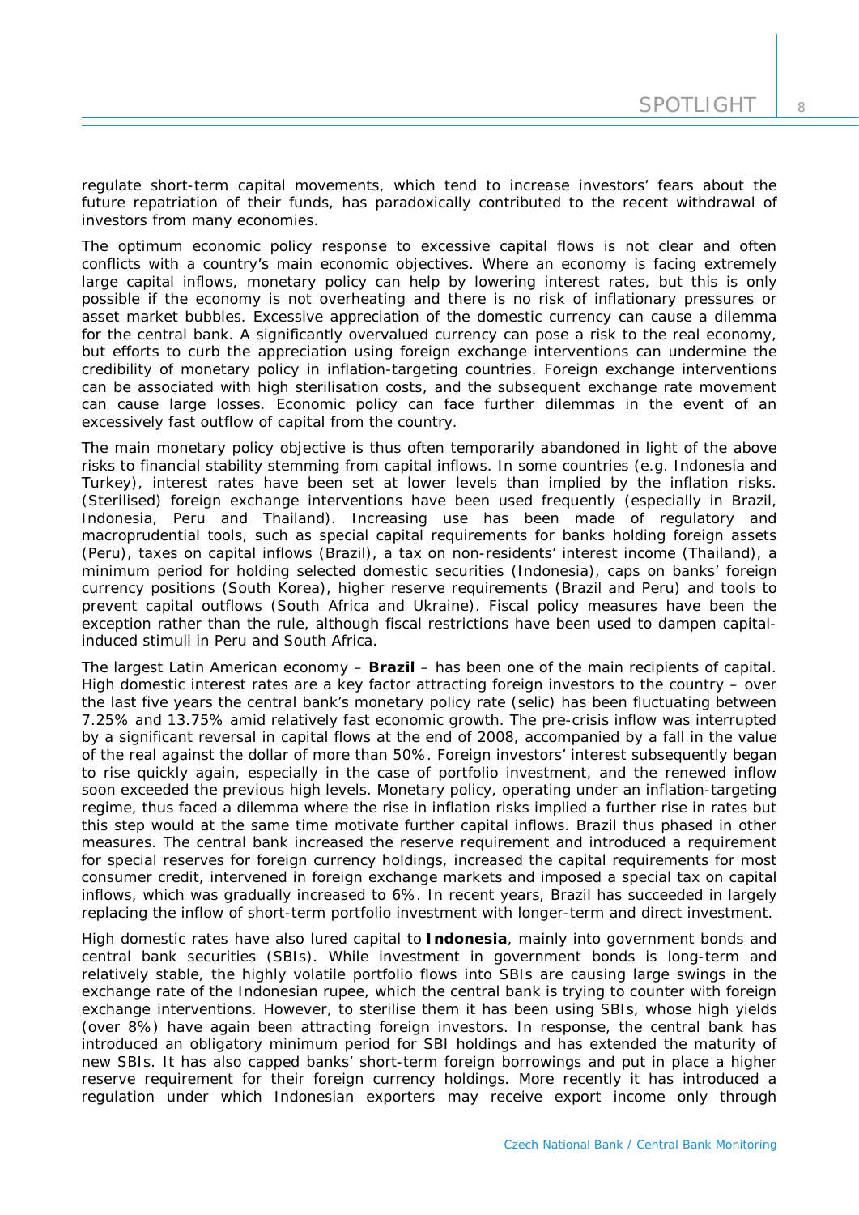regulate short-term capital movements, which tend to increase investors' fears about the future repatriation of their funds, has paradoxically contributed to the recent withdrawal of investors from many economies.

The optimum economic policy response to excessive capital flows is not clear and often conflicts with a country's main economic objectives. Where an economy is facing extremely large capital inflows, monetary policy can help by lowering interest rates, but this is only possible if the economy is not overheating and there is no risk of inflationary pressures or asset market bubbles. Excessive appreciation of the domestic currency can cause a dilemma for the central bank. A significantly overvalued currency can pose a risk to the real economy, but efforts to curb the appreciation using foreign exchange interventions can undermine the credibility of monetary policy in inflation-targeting countries. Foreign exchange interventions can be associated with high sterilisation costs, and the subsequent exchange rate movement can cause large losses. Economic policy can face further dilemmas in the event of an excessively fast outflow of capital from the country.

The main monetary policy objective is thus often temporarily abandoned in light of the above risks to financial stability stemming from capital inflows. In some countries (e.g. Indonesia and Turkey), interest rates have been set at lower levels than implied by the inflation risks. (Sterilised) foreign exchange interventions have been used frequently (especially in Brazil, Indonesia, Peru and Thailand). Increasing use has been made of regulatory and macroprudential tools, such as special capital requirements for banks holding foreign assets (Peru), taxes on capital inflows (Brazil), a tax on non-residents' interest income (Thailand), a minimum period for holding selected domestic securities (Indonesia), caps on banks' foreign currency positions (South Korea), higher reserve requirements (Brazil and Peru) and tools to prevent capital outflows (South Africa and Ukraine). Fiscal policy measures have been the exception rather than the rule, although fiscal restrictions have been used to dampen capital-induced stimuli in Peru and South Africa.

The largest Latin American economy – **Brazil** – has been one of the main recipients of capital. High domestic interest rates are a key factor attracting foreign investors to the country – over the last five years the central bank's monetary policy rate (selic) has been fluctuating between 7.25% and 13.75% amid relatively fast economic growth. The pre-crisis inflow was interrupted by a significant reversal in capital flows at the end of 2008, accompanied by a fall in the value of the real against the dollar of more than 50%. Foreign investors' interest subsequently began to rise quickly again, especially in the case of portfolio investment, and the renewed inflow soon exceeded the previous high levels. Monetary policy, operating under an inflation-targeting regime, thus faced a dilemma where the rise in inflation risks implied a further rise in rates but this step would at the same time motivate further capital inflows. Brazil thus phased in other measures. The central bank increased the reserve requirement and introduced a requirement for special reserves for foreign currency holdings, increased the capital requirements for most consumer credit, intervened in foreign exchange markets and imposed a special tax on capital inflows, which was gradually increased to 6%. In recent years, Brazil has succeeded in largely replacing the inflow of short-term portfolio investment with longer-term and direct investment.

High domestic rates have also lured capital to **Indonesia**, mainly into government bonds and central bank securities (SBIs). While investment in government bonds is long-term and relatively stable, the highly volatile portfolio flows into SBIs are causing large swings in the exchange rate of the Indonesian rupee, which the central bank is trying to counter with foreign exchange interventions. However, to sterilise them it has been using SBIs, whose high yields (over 8%) have again been attracting foreign investors. In response, the central bank has introduced an obligatory minimum period for SBI holdings and has extended the maturity of new SBIs. It has also capped banks' short-term foreign borrowings and put in place a higher reserve requirement for their foreign currency holdings. More recently it has introduced a regulation under which Indonesian exporters may receive export income only through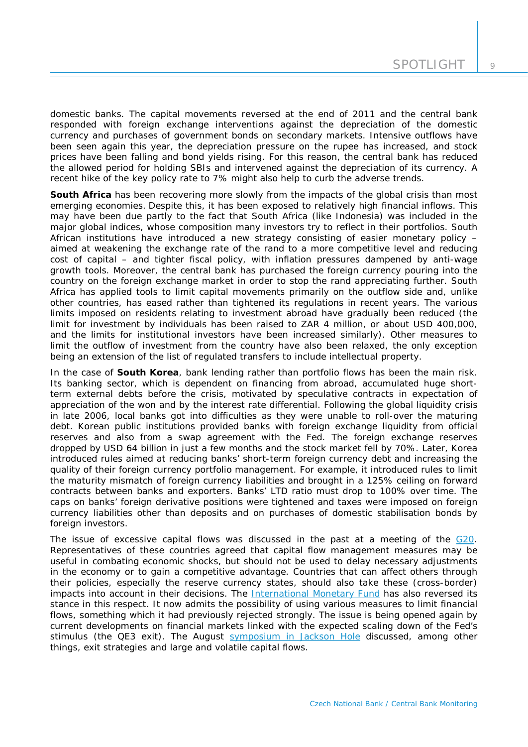domestic banks. The capital movements reversed at the end of 2011 and the central bank responded with foreign exchange interventions against the depreciation of the domestic currency and purchases of government bonds on secondary markets. Intensive outflows have been seen again this year, the depreciation pressure on the rupee has increased, and stock prices have been falling and bond yields rising. For this reason, the central bank has reduced the allowed period for holding SBIs and intervened against the depreciation of its currency. A recent hike of the key policy rate to 7% might also help to curb the adverse trends.

**South Africa** has been recovering more slowly from the impacts of the global crisis than most emerging economies. Despite this, it has been exposed to relatively high financial inflows. This may have been due partly to the fact that South Africa (like Indonesia) was included in the major global indices, whose composition many investors try to reflect in their portfolios. South African institutions have introduced a new strategy consisting of easier monetary policy – aimed at weakening the exchange rate of the rand to a more competitive level and reducing cost of capital – and tighter fiscal policy, with inflation pressures dampened by anti-wage growth tools. Moreover, the central bank has purchased the foreign currency pouring into the country on the foreign exchange market in order to stop the rand appreciating further. South Africa has applied tools to limit capital movements primarily on the outflow side and, unlike other countries, has eased rather than tightened its regulations in recent years. The various limits imposed on residents relating to investment abroad have gradually been reduced (the limit for investment by individuals has been raised to ZAR 4 million, or about USD 400,000, and the limits for institutional investors have been increased similarly). Other measures to limit the outflow of investment from the country have also been relaxed, the only exception being an extension of the list of regulated transfers to include intellectual property.

In the case of **South Korea**, bank lending rather than portfolio flows has been the main risk. Its banking sector, which is dependent on financing from abroad, accumulated huge short-term external debts before the crisis, motivated by speculative contracts in expectation of appreciation of the won and by the interest rate differential. Following the global liquidity crisis in late 2006, local banks got into difficulties as they were unable to roll-over the maturing debt. Korean public institutions provided banks with foreign exchange liquidity from official reserves and also from a swap agreement with the Fed. The foreign exchange reserves dropped by USD 64 billion in just a few months and the stock market fell by 70%. Later, Korea introduced rules aimed at reducing banks' short-term foreign currency debt and increasing the quality of their foreign currency portfolio management. For example, it introduced rules to limit the maturity mismatch of foreign currency liabilities and brought in a 125% ceiling on forward contracts between banks and exporters. Banks' LTD ratio must drop to 100% over time. The caps on banks' foreign derivative positions were tightened and taxes were imposed on foreign currency liabilities other than deposits and on purchases of domestic stabilisation bonds by foreign investors.

The issue of excessive capital flows was discussed in the past at a meeting of the G20. Representatives of these countries agreed that capital flow management measures may be useful in combating economic shocks, but should not be used to delay necessary adjustments in the economy or to gain a competitive advantage. Countries that can affect others through their policies, especially the reserve currency states, should also take these (cross-border) impacts into account in their decisions. The International Monetary Fund has also reversed its stance in this respect. It now admits the possibility of using various measures to limit financial flows, something which it had previously rejected strongly. The issue is being opened again by current developments on financial markets linked with the expected scaling down of the Fed's stimulus (the QE3 exit). The August symposium in Jackson Hole discussed, among other things, exit strategies and large and volatile capital flows.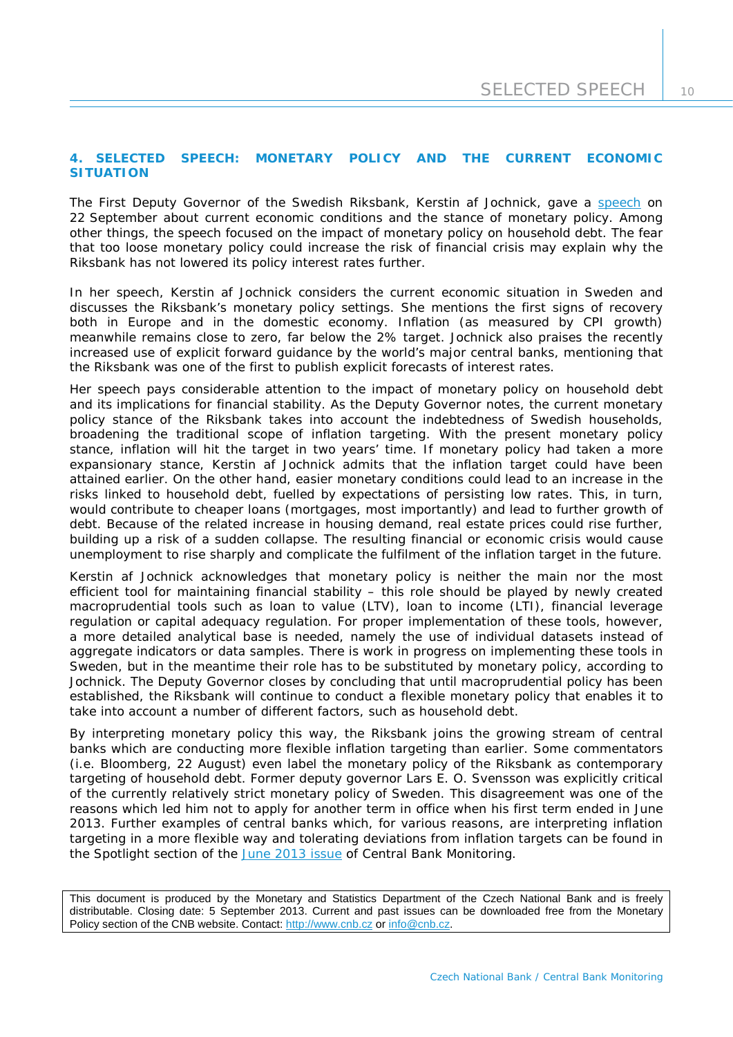## 4. SELECTED SPEECH: MONETARY POLICY AND THE CURRENT ECONOMIC SITUATION

The First Deputy Governor of the Swedish Riksbank, Kerstin af Jochnick, gave a speech on 22 September about current economic conditions and the stance of monetary policy. Among other things, the speech focused on the impact of monetary policy on household debt. The fear that too loose monetary policy could increase the risk of financial crisis may explain why the Riksbank has not lowered its policy interest rates further.

In her speech, Kerstin af Jochnick considers the current economic situation in Sweden and discusses the Riksbank's monetary policy settings. She mentions the first signs of recovery both in Europe and in the domestic economy. Inflation (as measured by CPI growth) meanwhile remains close to zero, far below the 2% target. Jochnick also praises the recently increased use of explicit forward guidance by the world's major central banks, mentioning that the Riksbank was one of the first to publish explicit forecasts of interest rates.

Her speech pays considerable attention to the impact of monetary policy on household debt and its implications for financial stability. As the Deputy Governor notes, the current monetary policy stance of the Riksbank takes into account the indebtedness of Swedish households, broadening the traditional scope of inflation targeting. With the present monetary policy stance, inflation will hit the target in two years' time. If monetary policy had taken a more expansionary stance, Kerstin af Jochnick admits that the inflation target could have been attained earlier. On the other hand, easier monetary conditions could lead to an increase in the risks linked to household debt, fuelled by expectations of persisting low rates. This, in turn, would contribute to cheaper loans (mortgages, most importantly) and lead to further growth of debt. Because of the related increase in housing demand, real estate prices could rise further, building up a risk of a sudden collapse. The resulting financial or economic crisis would cause unemployment to rise sharply and complicate the fulfilment of the inflation target in the future.

Kerstin af Jochnick acknowledges that monetary policy is neither the main nor the most efficient tool for maintaining financial stability – this role should be played by newly created macroprudential tools such as loan to value (LTV), loan to income (LTI), financial leverage regulation or capital adequacy regulation. For proper implementation of these tools, however, a more detailed analytical base is needed, namely the use of individual datasets instead of aggregate indicators or data samples. There is work in progress on implementing these tools in Sweden, but in the meantime their role has to be substituted by monetary policy, according to Jochnick. The Deputy Governor closes by concluding that until macroprudential policy has been established, the Riksbank will continue to conduct a flexible monetary policy that enables it to take into account a number of different factors, such as household debt.

By interpreting monetary policy this way, the Riksbank joins the growing stream of central banks which are conducting more flexible inflation targeting than earlier. Some commentators (i.e. Bloomberg, 22 August) even label the monetary policy of the Riksbank as contemporary targeting of household debt. Former deputy governor Lars E. O. Svensson was explicitly critical of the currently relatively strict monetary policy of Sweden. This disagreement was one of the reasons which led him not to apply for another term in office when his first term ended in June 2013. Further examples of central banks which, for various reasons, are interpreting inflation targeting in a more flexible way and tolerating deviations from inflation targets can be found in the Spotlight section of the June 2013 issue of Central Bank Monitoring.

This document is produced by the Monetary and Statistics Department of the Czech National Bank and is freely distributable. Closing date: 5 September 2013. Current and past issues can be downloaded free from the Monetary Policy section of the CNB website. Contact: http://www.cnb.cz or info@cnb.cz.